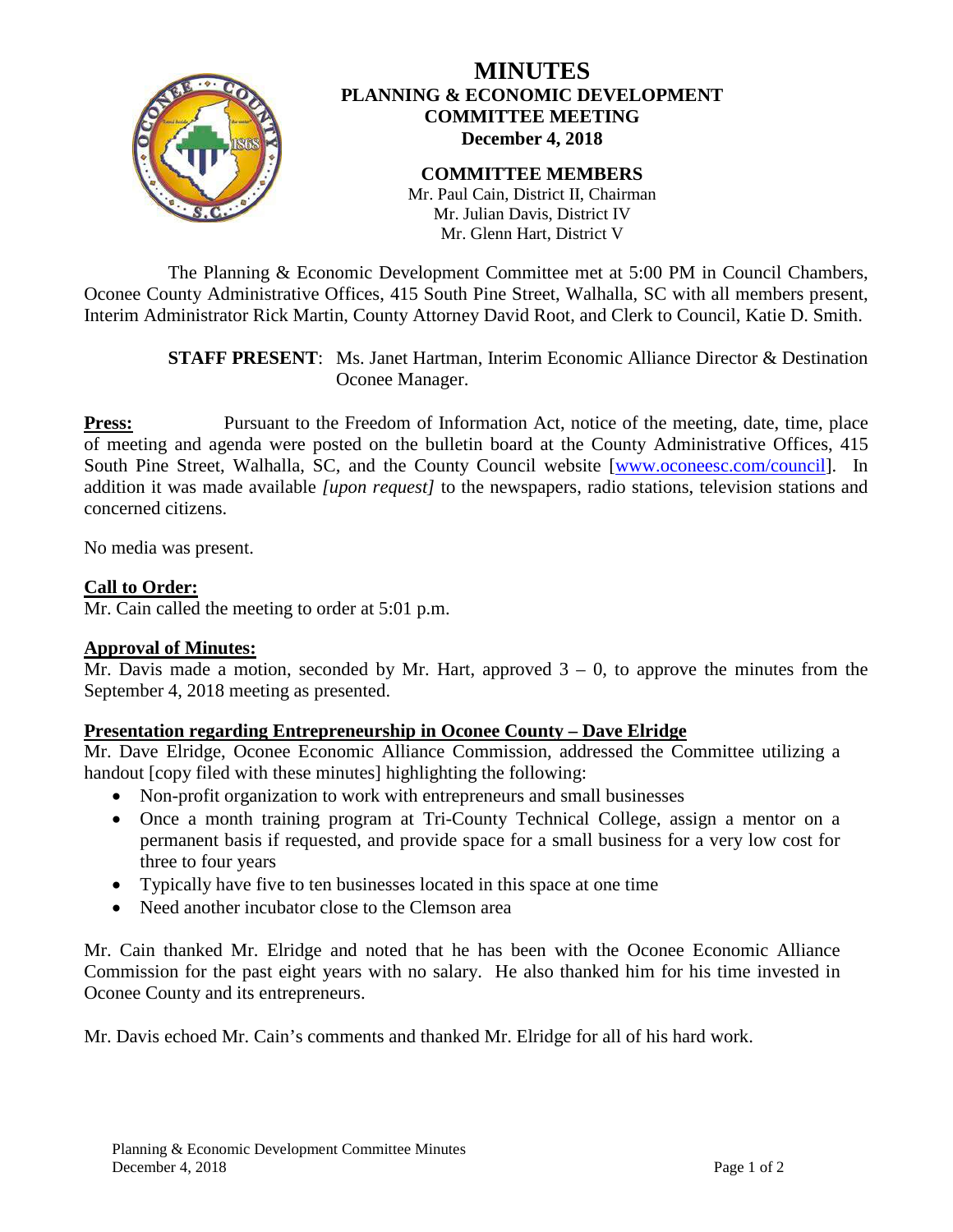# MINUTES
## PLANNING & ECONOMIC DEVELOPMENT COMMITTEE MEETING
### December 4, 2018

**COMMITTEE MEMBERS**
Mr. Paul Cain, District II, Chairman
Mr. Julian Davis, District IV
Mr. Glenn Hart, District V

The Planning & Economic Development Committee met at 5:00 PM in Council Chambers, Oconee County Administrative Offices, 415 South Pine Street, Walhalla, SC with all members present, Interim Administrator Rick Martin, County Attorney David Root, and Clerk to Council, Katie D. Smith.

**STAFF PRESENT**: Ms. Janet Hartman, Interim Economic Alliance Director & Destination Oconee Manager.

**Press:** Pursuant to the Freedom of Information Act, notice of the meeting, date, time, place of meeting and agenda were posted on the bulletin board at the County Administrative Offices, 415 South Pine Street, Walhalla, SC, and the County Council website [www.oconeesc.com/council]. In addition it was made available *[upon request]* to the newspapers, radio stations, television stations and concerned citizens.

No media was present.

**Call to Order:**
Mr. Cain called the meeting to order at 5:01 p.m.

**Approval of Minutes:**
Mr. Davis made a motion, seconded by Mr. Hart, approved 3 – 0, to approve the minutes from the September 4, 2018 meeting as presented.

**Presentation regarding Entrepreneurship in Oconee County – Dave Elridge**
Mr. Dave Elridge, Oconee Economic Alliance Commission, addressed the Committee utilizing a handout [copy filed with these minutes] highlighting the following:

- Non-profit organization to work with entrepreneurs and small businesses
- Once a month training program at Tri-County Technical College, assign a mentor on a permanent basis if requested, and provide space for a small business for a very low cost for three to four years
- Typically have five to ten businesses located in this space at one time
- Need another incubator close to the Clemson area

Mr. Cain thanked Mr. Elridge and noted that he has been with the Oconee Economic Alliance Commission for the past eight years with no salary. He also thanked him for his time invested in Oconee County and its entrepreneurs.

Mr. Davis echoed Mr. Cain's comments and thanked Mr. Elridge for all of his hard work.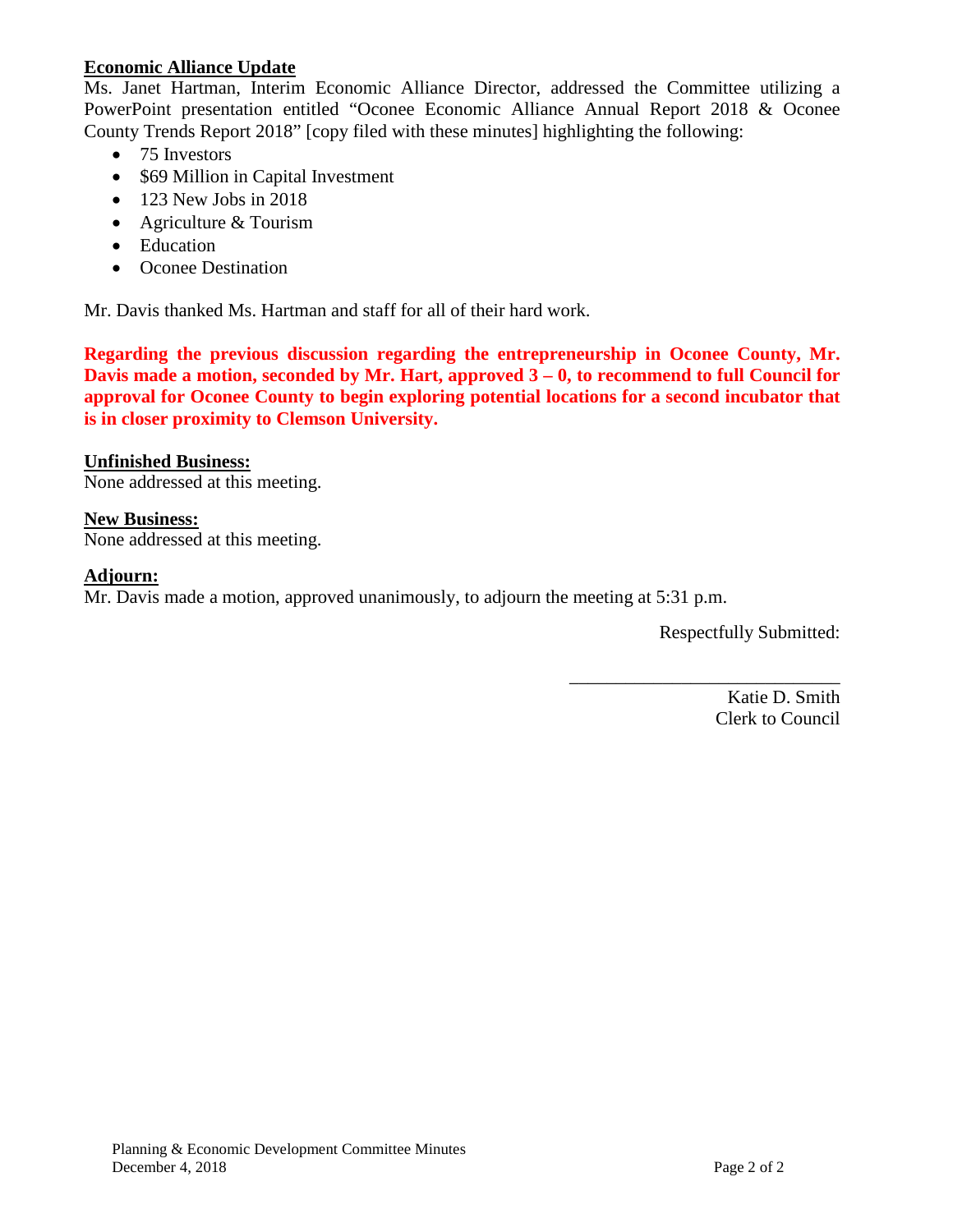**Economic Alliance Update**

Ms. Janet Hartman, Interim Economic Alliance Director, addressed the Committee utilizing a PowerPoint presentation entitled "Oconee Economic Alliance Annual Report 2018 & Oconee County Trends Report 2018" [copy filed with these minutes] highlighting the following:

- 75 Investors
- $69 Million in Capital Investment
- 123 New Jobs in 2018
- Agriculture & Tourism
- Education
- Oconee Destination

Mr. Davis thanked Ms. Hartman and staff for all of their hard work.

**Regarding the previous discussion regarding the entrepreneurship in Oconee County, Mr. Davis made a motion, seconded by Mr. Hart, approved 3 – 0, to recommend to full Council for approval for Oconee County to begin exploring potential locations for a second incubator that is in closer proximity to Clemson University.**

**Unfinished Business:**

None addressed at this meeting.

**New Business:**

None addressed at this meeting.

**Adjourn:**

Mr. Davis made a motion, approved unanimously, to adjourn the meeting at 5:31 p.m.

Respectfully Submitted:

\_\_\_\_\_\_\_\_\_\_\_\_\_\_\_\_\_\_\_\_\_\_\_\_\_\_\_\_\_\_

Katie D. Smith
Clerk to Council